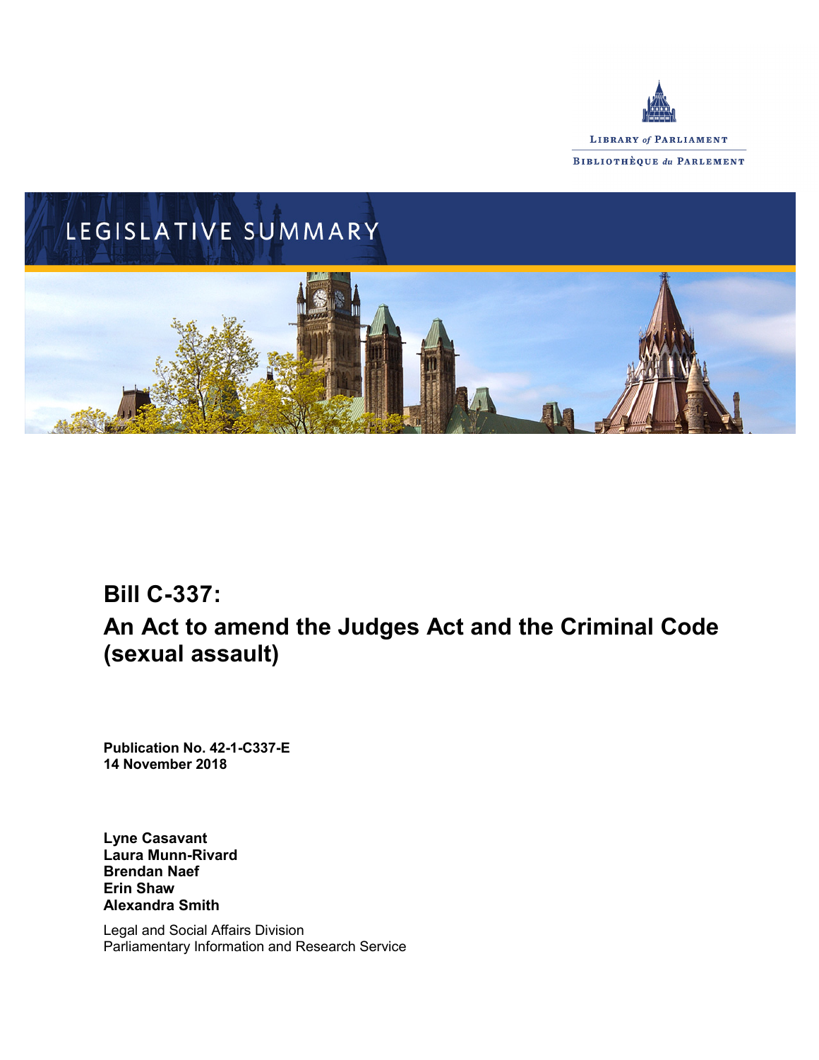LIBRARY of PARLIAMENT

BIBLIOTHÈQUE du PARLEMENT

LEGISLATIVE SUMMARY

# Bill C-337: An Act to amend the Judges Act and the Criminal Code (sexual assault)

**Publication No. 42-1-C337-E**
**14 November 2018**

**Lyne Casavant**
**Laura Munn-Rivard**
**Brendan Naef**
**Erin Shaw**
**Alexandra Smith**

Legal and Social Affairs Division
Parliamentary Information and Research Service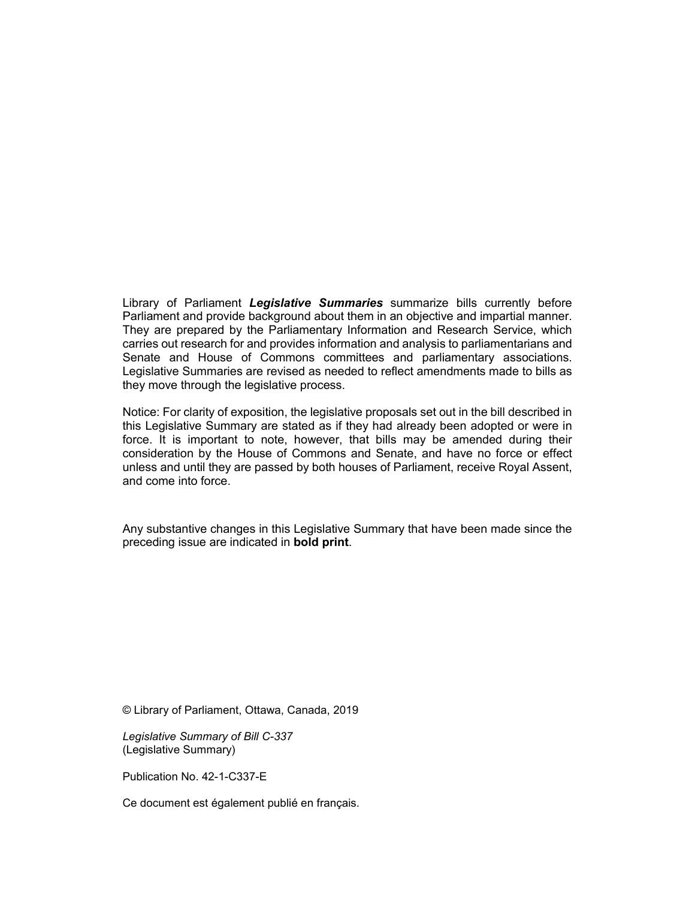Library of Parliament ***Legislative Summaries*** summarize bills currently before Parliament and provide background about them in an objective and impartial manner. They are prepared by the Parliamentary Information and Research Service, which carries out research for and provides information and analysis to parliamentarians and Senate and House of Commons committees and parliamentary associations. Legislative Summaries are revised as needed to reflect amendments made to bills as they move through the legislative process.

Notice: For clarity of exposition, the legislative proposals set out in the bill described in this Legislative Summary are stated as if they had already been adopted or were in force. It is important to note, however, that bills may be amended during their consideration by the House of Commons and Senate, and have no force or effect unless and until they are passed by both houses of Parliament, receive Royal Assent, and come into force.

Any substantive changes in this Legislative Summary that have been made since the preceding issue are indicated in **bold print**.

© Library of Parliament, Ottawa, Canada, 2019

*Legislative Summary of Bill C-337*
(Legislative Summary)

Publication No. 42-1-C337-E

Ce document est également publié en français.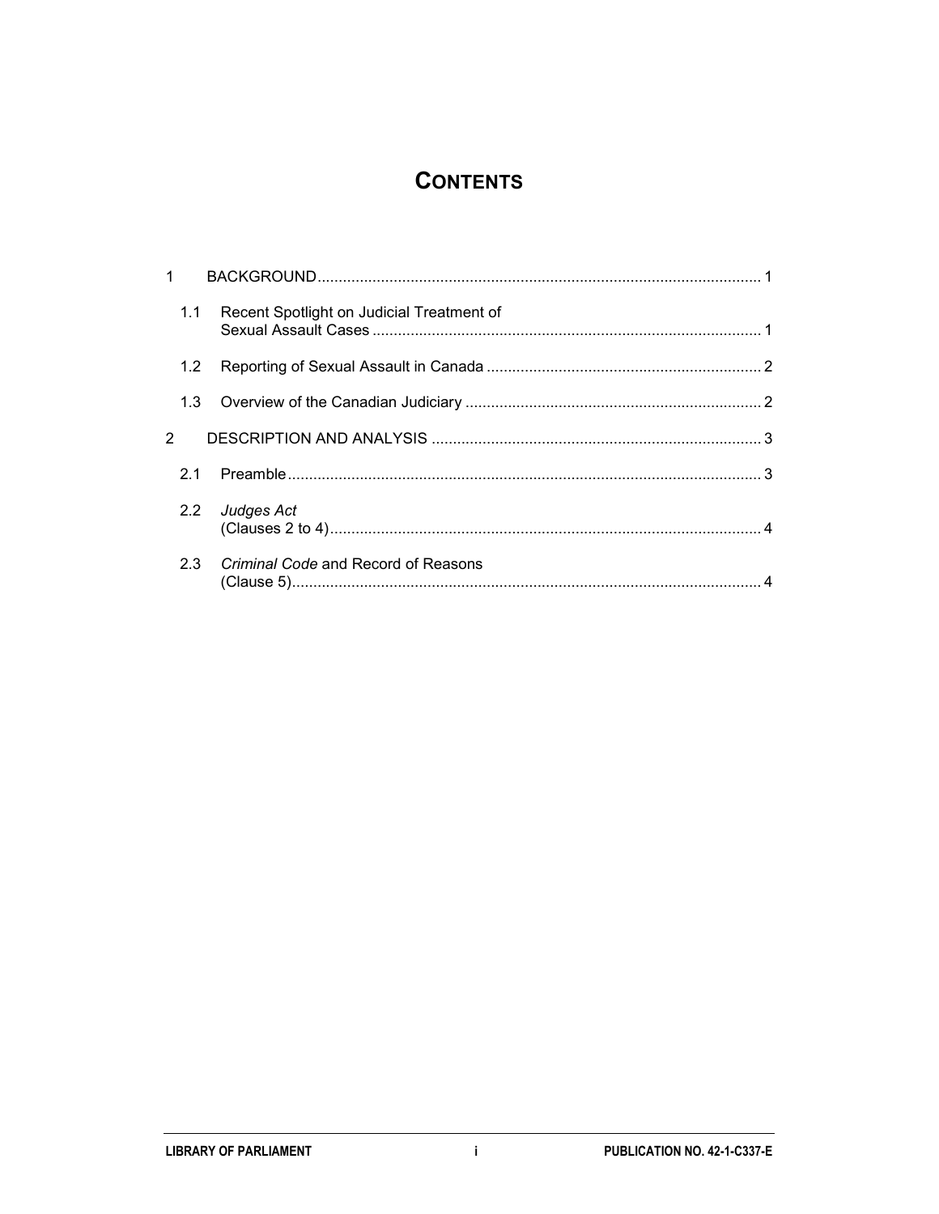# CONTENTS

1 BACKGROUND ........................................................................................................ 1

1.1 Recent Spotlight on Judicial Treatment of Sexual Assault Cases ............................................................................................ 1

1.2 Reporting of Sexual Assault in Canada ................................................................ 2

1.3 Overview of the Canadian Judiciary ..................................................................... 2

2 DESCRIPTION AND ANALYSIS ............................................................................. 3

2.1 Preamble .............................................................................................................. 3

2.2 *Judges Act* (Clauses 2 to 4) ..................................................................................................... 4

2.3 *Criminal Code* and Record of Reasons (Clause 5) .............................................................................................................. 4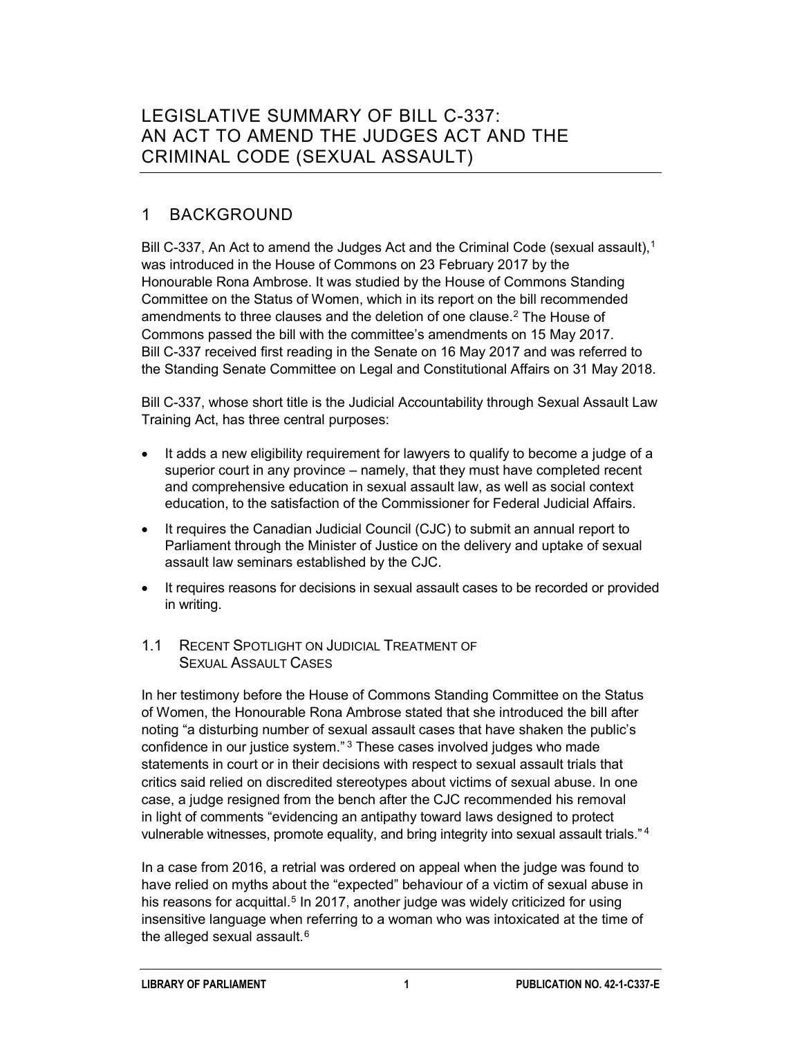# LEGISLATIVE SUMMARY OF BILL C-337: AN ACT TO AMEND THE JUDGES ACT AND THE CRIMINAL CODE (SEXUAL ASSAULT)

## 1 BACKGROUND

Bill C-337, An Act to amend the Judges Act and the Criminal Code (sexual assault),[1] was introduced in the House of Commons on 23 February 2017 by the Honourable Rona Ambrose. It was studied by the House of Commons Standing Committee on the Status of Women, which in its report on the bill recommended amendments to three clauses and the deletion of one clause.[2] The House of Commons passed the bill with the committee's amendments on 15 May 2017. Bill C-337 received first reading in the Senate on 16 May 2017 and was referred to the Standing Senate Committee on Legal and Constitutional Affairs on 31 May 2018.

Bill C-337, whose short title is the Judicial Accountability through Sexual Assault Law Training Act, has three central purposes:

- It adds a new eligibility requirement for lawyers to qualify to become a judge of a superior court in any province – namely, that they must have completed recent and comprehensive education in sexual assault law, as well as social context education, to the satisfaction of the Commissioner for Federal Judicial Affairs.
- It requires the Canadian Judicial Council (CJC) to submit an annual report to Parliament through the Minister of Justice on the delivery and uptake of sexual assault law seminars established by the CJC.
- It requires reasons for decisions in sexual assault cases to be recorded or provided in writing.

### 1.1 Recent Spotlight on Judicial Treatment of Sexual Assault Cases

In her testimony before the House of Commons Standing Committee on the Status of Women, the Honourable Rona Ambrose stated that she introduced the bill after noting "a disturbing number of sexual assault cases that have shaken the public's confidence in our justice system."[3] These cases involved judges who made statements in court or in their decisions with respect to sexual assault trials that critics said relied on discredited stereotypes about victims of sexual abuse. In one case, a judge resigned from the bench after the CJC recommended his removal in light of comments "evidencing an antipathy toward laws designed to protect vulnerable witnesses, promote equality, and bring integrity into sexual assault trials."[4]

In a case from 2016, a retrial was ordered on appeal when the judge was found to have relied on myths about the "expected" behaviour of a victim of sexual abuse in his reasons for acquittal.[5] In 2017, another judge was widely criticized for using insensitive language when referring to a woman who was intoxicated at the time of the alleged sexual assault.[6]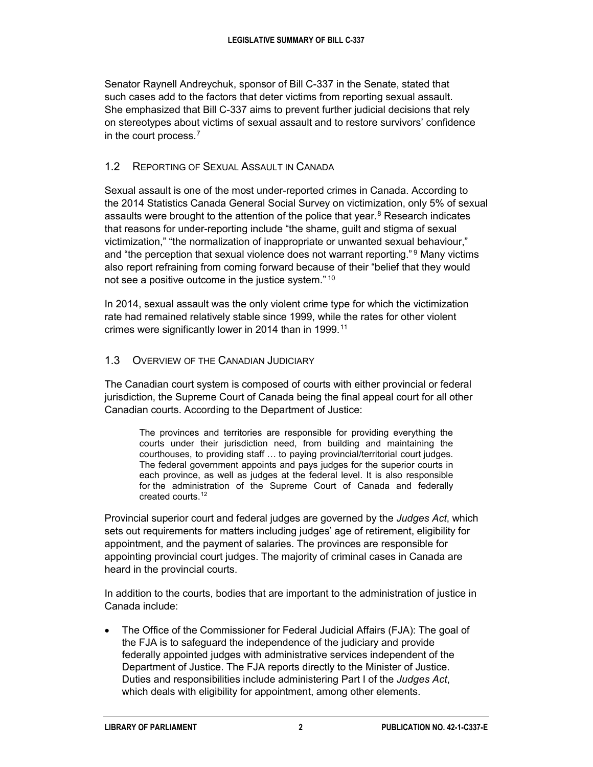Senator Raynell Andreychuk, sponsor of Bill C-337 in the Senate, stated that such cases add to the factors that deter victims from reporting sexual assault. She emphasized that Bill C-337 aims to prevent further judicial decisions that rely on stereotypes about victims of sexual assault and to restore survivors' confidence in the court process.[7]

### 1.2 Reporting of Sexual Assault in Canada

Sexual assault is one of the most under-reported crimes in Canada. According to the 2014 Statistics Canada General Social Survey on victimization, only 5% of sexual assaults were brought to the attention of the police that year.[8] Research indicates that reasons for under-reporting include "the shame, guilt and stigma of sexual victimization," "the normalization of inappropriate or unwanted sexual behaviour," and "the perception that sexual violence does not warrant reporting."[9] Many victims also report refraining from coming forward because of their "belief that they would not see a positive outcome in the justice system."[10]

In 2014, sexual assault was the only violent crime type for which the victimization rate had remained relatively stable since 1999, while the rates for other violent crimes were significantly lower in 2014 than in 1999.[11]

### 1.3 Overview of the Canadian Judiciary

The Canadian court system is composed of courts with either provincial or federal jurisdiction, the Supreme Court of Canada being the final appeal court for all other Canadian courts. According to the Department of Justice:

> The provinces and territories are responsible for providing everything the courts under their jurisdiction need, from building and maintaining the courthouses, to providing staff … to paying provincial/territorial court judges. The federal government appoints and pays judges for the superior courts in each province, as well as judges at the federal level. It is also responsible for the administration of the Supreme Court of Canada and federally created courts.[12]

Provincial superior court and federal judges are governed by the *Judges Act*, which sets out requirements for matters including judges' age of retirement, eligibility for appointment, and the payment of salaries. The provinces are responsible for appointing provincial court judges. The majority of criminal cases in Canada are heard in the provincial courts.

In addition to the courts, bodies that are important to the administration of justice in Canada include:

- The Office of the Commissioner for Federal Judicial Affairs (FJA): The goal of the FJA is to safeguard the independence of the judiciary and provide federally appointed judges with administrative services independent of the Department of Justice. The FJA reports directly to the Minister of Justice. Duties and responsibilities include administering Part I of the *Judges Act*, which deals with eligibility for appointment, among other elements.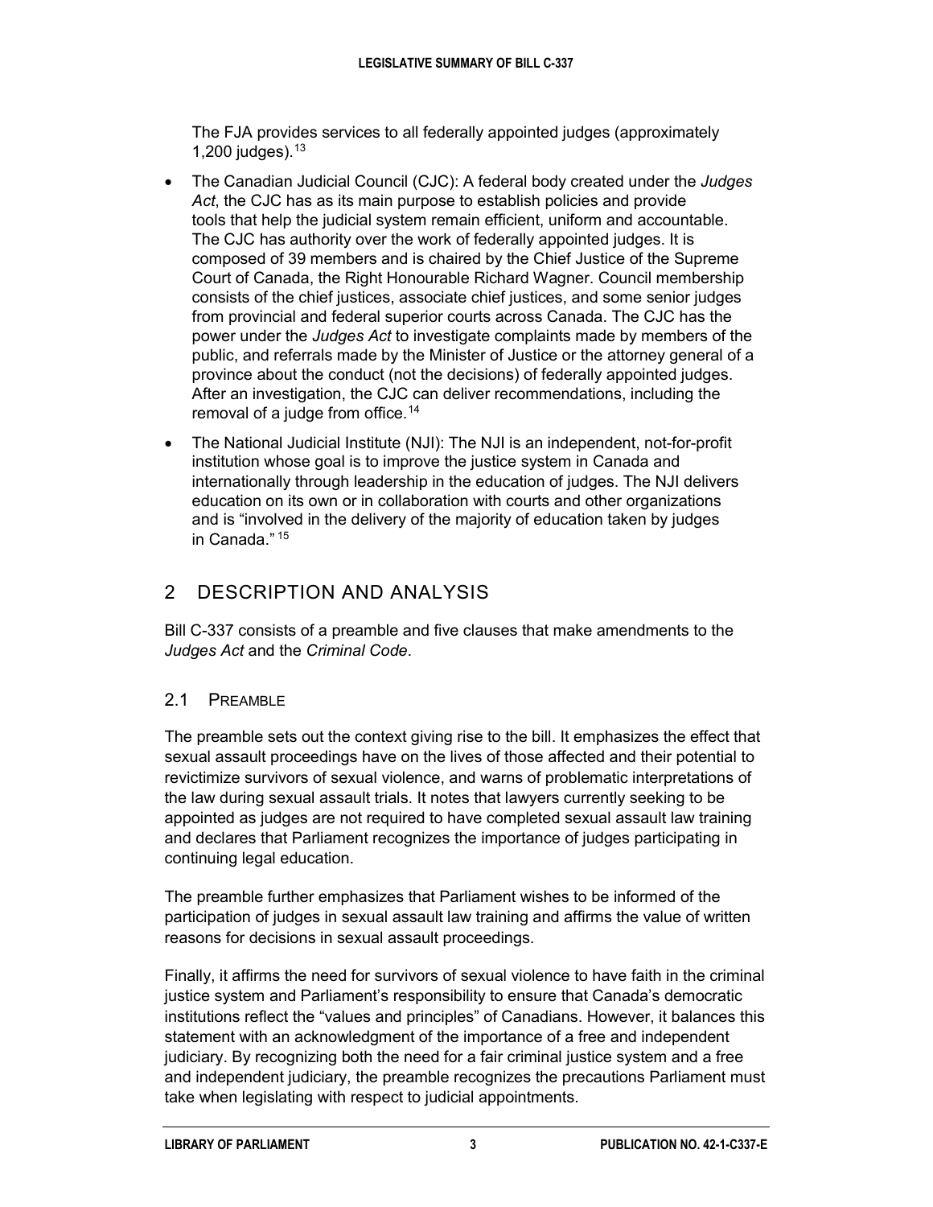The FJA provides services to all federally appointed judges (approximately 1,200 judges).[13]

- The Canadian Judicial Council (CJC): A federal body created under the *Judges Act*, the CJC has as its main purpose to establish policies and provide tools that help the judicial system remain efficient, uniform and accountable. The CJC has authority over the work of federally appointed judges. It is composed of 39 members and is chaired by the Chief Justice of the Supreme Court of Canada, the Right Honourable Richard Wagner. Council membership consists of the chief justices, associate chief justices, and some senior judges from provincial and federal superior courts across Canada. The CJC has the power under the *Judges Act* to investigate complaints made by members of the public, and referrals made by the Minister of Justice or the attorney general of a province about the conduct (not the decisions) of federally appointed judges. After an investigation, the CJC can deliver recommendations, including the removal of a judge from office.[14]
- The National Judicial Institute (NJI): The NJI is an independent, not-for-profit institution whose goal is to improve the justice system in Canada and internationally through leadership in the education of judges. The NJI delivers education on its own or in collaboration with courts and other organizations and is "involved in the delivery of the majority of education taken by judges in Canada."[15]

## 2 DESCRIPTION AND ANALYSIS

Bill C-337 consists of a preamble and five clauses that make amendments to the *Judges Act* and the *Criminal Code*.

### 2.1 PREAMBLE

The preamble sets out the context giving rise to the bill. It emphasizes the effect that sexual assault proceedings have on the lives of those affected and their potential to revictimize survivors of sexual violence, and warns of problematic interpretations of the law during sexual assault trials. It notes that lawyers currently seeking to be appointed as judges are not required to have completed sexual assault law training and declares that Parliament recognizes the importance of judges participating in continuing legal education.

The preamble further emphasizes that Parliament wishes to be informed of the participation of judges in sexual assault law training and affirms the value of written reasons for decisions in sexual assault proceedings.

Finally, it affirms the need for survivors of sexual violence to have faith in the criminal justice system and Parliament's responsibility to ensure that Canada's democratic institutions reflect the "values and principles" of Canadians. However, it balances this statement with an acknowledgment of the importance of a free and independent judiciary. By recognizing both the need for a fair criminal justice system and a free and independent judiciary, the preamble recognizes the precautions Parliament must take when legislating with respect to judicial appointments.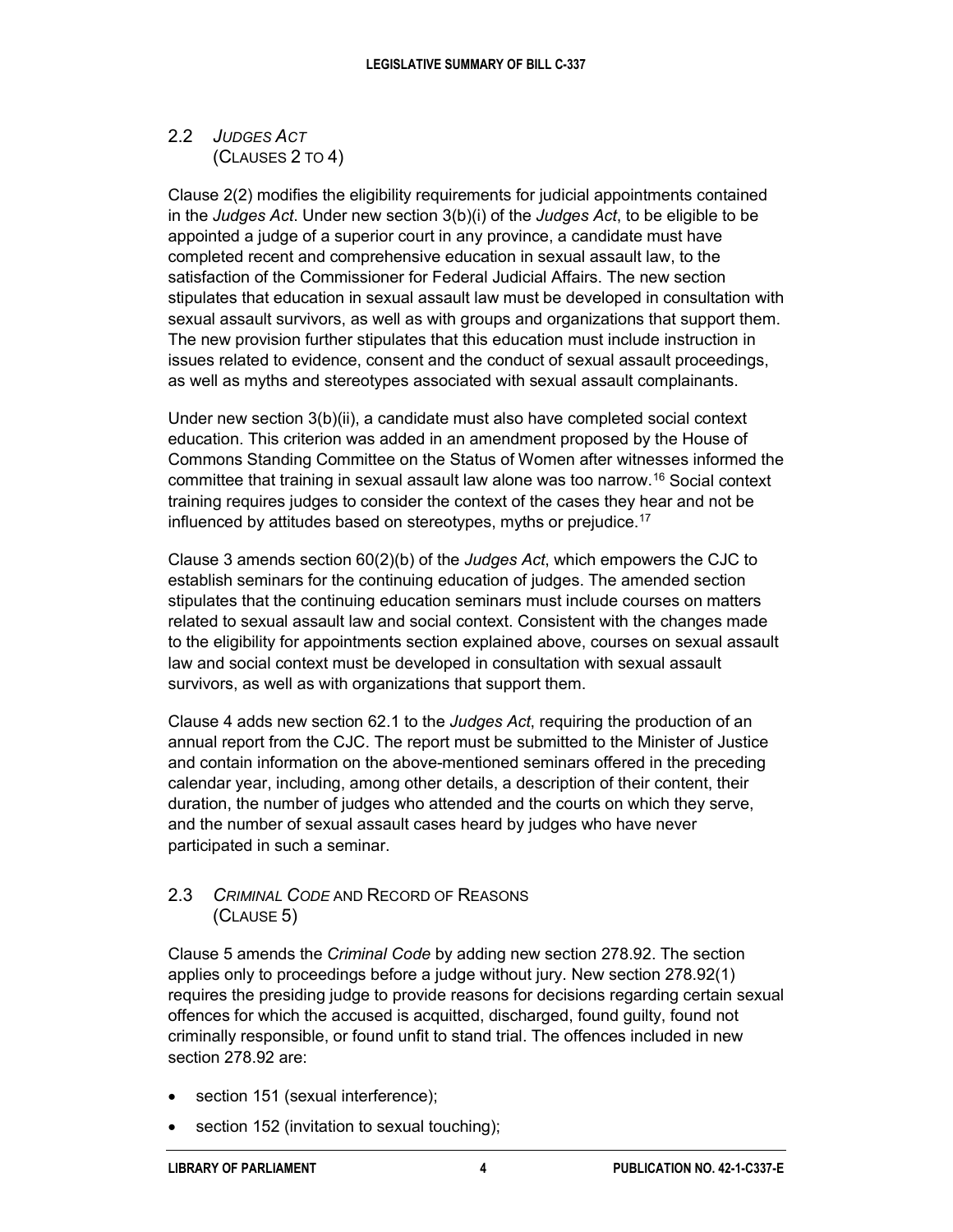## 2.2 *Judges Act* (Clauses 2 to 4)

Clause 2(2) modifies the eligibility requirements for judicial appointments contained in the *Judges Act*. Under new section 3(b)(i) of the *Judges Act*, to be eligible to be appointed a judge of a superior court in any province, a candidate must have completed recent and comprehensive education in sexual assault law, to the satisfaction of the Commissioner for Federal Judicial Affairs. The new section stipulates that education in sexual assault law must be developed in consultation with sexual assault survivors, as well as with groups and organizations that support them. The new provision further stipulates that this education must include instruction in issues related to evidence, consent and the conduct of sexual assault proceedings, as well as myths and stereotypes associated with sexual assault complainants.

Under new section 3(b)(ii), a candidate must also have completed social context education. This criterion was added in an amendment proposed by the House of Commons Standing Committee on the Status of Women after witnesses informed the committee that training in sexual assault law alone was too narrow.[16] Social context training requires judges to consider the context of the cases they hear and not be influenced by attitudes based on stereotypes, myths or prejudice.[17]

Clause 3 amends section 60(2)(b) of the *Judges Act*, which empowers the CJC to establish seminars for the continuing education of judges. The amended section stipulates that the continuing education seminars must include courses on matters related to sexual assault law and social context. Consistent with the changes made to the eligibility for appointments section explained above, courses on sexual assault law and social context must be developed in consultation with sexual assault survivors, as well as with organizations that support them.

Clause 4 adds new section 62.1 to the *Judges Act*, requiring the production of an annual report from the CJC. The report must be submitted to the Minister of Justice and contain information on the above-mentioned seminars offered in the preceding calendar year, including, among other details, a description of their content, their duration, the number of judges who attended and the courts on which they serve, and the number of sexual assault cases heard by judges who have never participated in such a seminar.

## 2.3 *Criminal Code* and Record of Reasons (Clause 5)

Clause 5 amends the *Criminal Code* by adding new section 278.92. The section applies only to proceedings before a judge without jury. New section 278.92(1) requires the presiding judge to provide reasons for decisions regarding certain sexual offences for which the accused is acquitted, discharged, found guilty, found not criminally responsible, or found unfit to stand trial. The offences included in new section 278.92 are:

- section 151 (sexual interference);
- section 152 (invitation to sexual touching);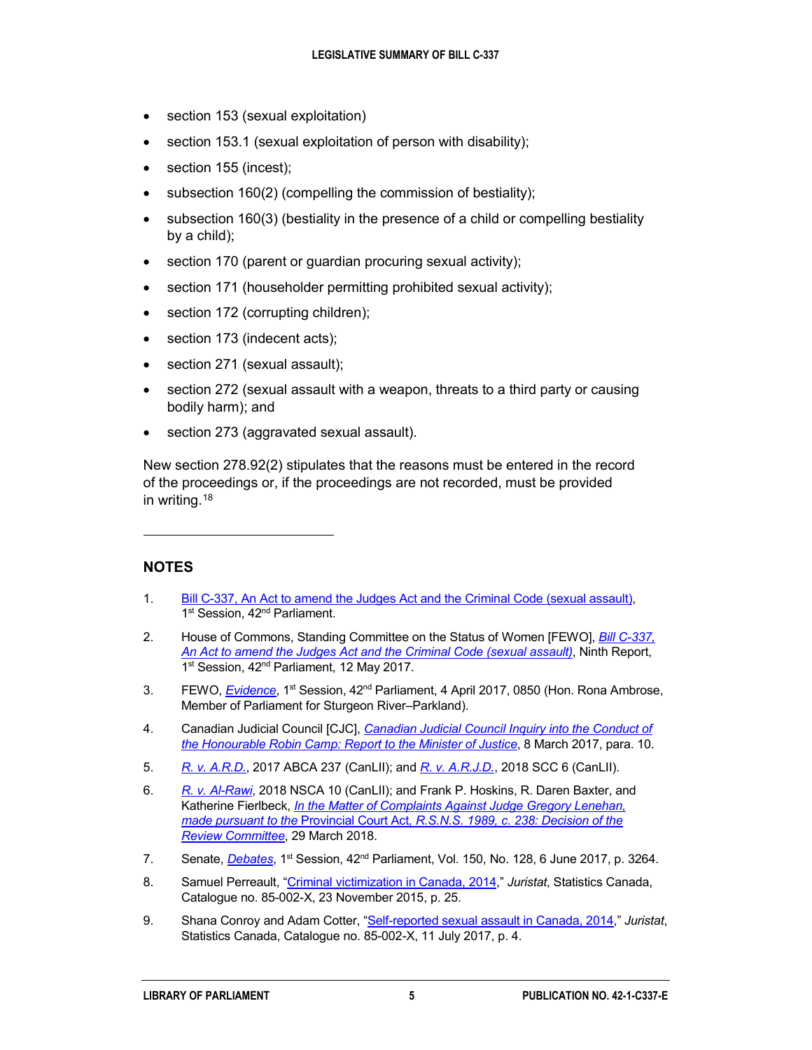- section 153 (sexual exploitation)
- section 153.1 (sexual exploitation of person with disability);
- section 155 (incest);
- subsection 160(2) (compelling the commission of bestiality);
- subsection 160(3) (bestiality in the presence of a child or compelling bestiality by a child);
- section 170 (parent or guardian procuring sexual activity);
- section 171 (householder permitting prohibited sexual activity);
- section 172 (corrupting children);
- section 173 (indecent acts);
- section 271 (sexual assault);
- section 272 (sexual assault with a weapon, threats to a third party or causing bodily harm); and
- section 273 (aggravated sexual assault).

New section 278.92(2) stipulates that the reasons must be entered in the record of the proceedings or, if the proceedings are not recorded, must be provided in writing.[18]

---

## NOTES

1. Bill C-337, An Act to amend the Judges Act and the Criminal Code (sexual assault), 1st Session, 42nd Parliament.
2. House of Commons, Standing Committee on the Status of Women [FEWO], *Bill C-337, An Act to amend the Judges Act and the Criminal Code (sexual assault)*, Ninth Report, 1st Session, 42nd Parliament, 12 May 2017.
3. FEWO, *Evidence*, 1st Session, 42nd Parliament, 4 April 2017, 0850 (Hon. Rona Ambrose, Member of Parliament for Sturgeon River–Parkland).
4. Canadian Judicial Council [CJC], *Canadian Judicial Council Inquiry into the Conduct of the Honourable Robin Camp: Report to the Minister of Justice*, 8 March 2017, para. 10.
5. *R. v. A.R.D.*, 2017 ABCA 237 (CanLII); and *R. v. A.R.J.D.*, 2018 SCC 6 (CanLII).
6. *R. v. Al-Rawi*, 2018 NSCA 10 (CanLII); and Frank P. Hoskins, R. Daren Baxter, and Katherine Fierlbeck, *In the Matter of Complaints Against Judge Gregory Lenehan, made pursuant to the* Provincial Court Act, *R.S.N.S. 1989, c. 238: Decision of the Review Committee*, 29 March 2018.
7. Senate, *Debates*, 1st Session, 42nd Parliament, Vol. 150, No. 128, 6 June 2017, p. 3264.
8. Samuel Perreault, "Criminal victimization in Canada, 2014," *Juristat*, Statistics Canada, Catalogue no. 85-002-X, 23 November 2015, p. 25.
9. Shana Conroy and Adam Cotter, "Self-reported sexual assault in Canada, 2014," *Juristat*, Statistics Canada, Catalogue no. 85-002-X, 11 July 2017, p. 4.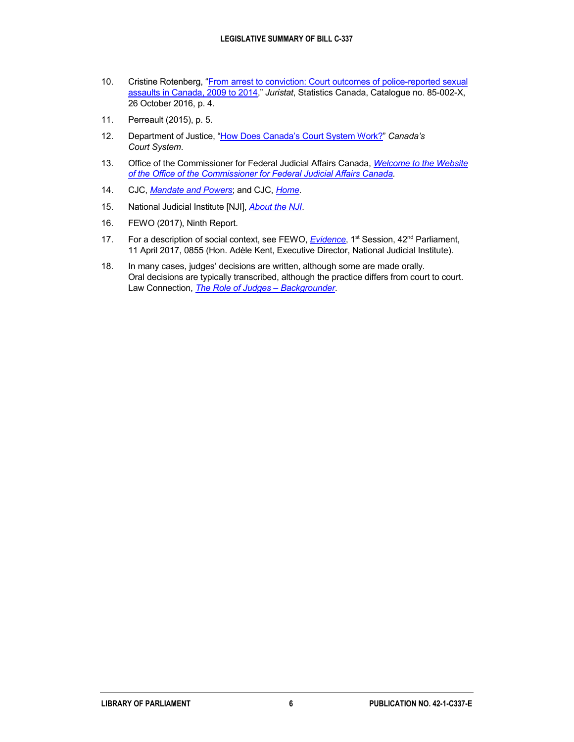10. Cristine Rotenberg, "From arrest to conviction: Court outcomes of police-reported sexual assaults in Canada, 2009 to 2014," *Juristat*, Statistics Canada, Catalogue no. 85-002-X, 26 October 2016, p. 4.

11. Perreault (2015), p. 5.

12. Department of Justice, "How Does Canada's Court System Work?" *Canada's Court System*.

13. Office of the Commissioner for Federal Judicial Affairs Canada, *Welcome to the Website of the Office of the Commissioner for Federal Judicial Affairs Canada*.

14. CJC, *Mandate and Powers*; and CJC, *Home*.

15. National Judicial Institute [NJI], *About the NJI*.

16. FEWO (2017), Ninth Report.

17. For a description of social context, see FEWO, *Evidence*, 1st Session, 42nd Parliament, 11 April 2017, 0855 (Hon. Adèle Kent, Executive Director, National Judicial Institute).

18. In many cases, judges' decisions are written, although some are made orally. Oral decisions are typically transcribed, although the practice differs from court to court. Law Connection, *The Role of Judges – Backgrounder*.